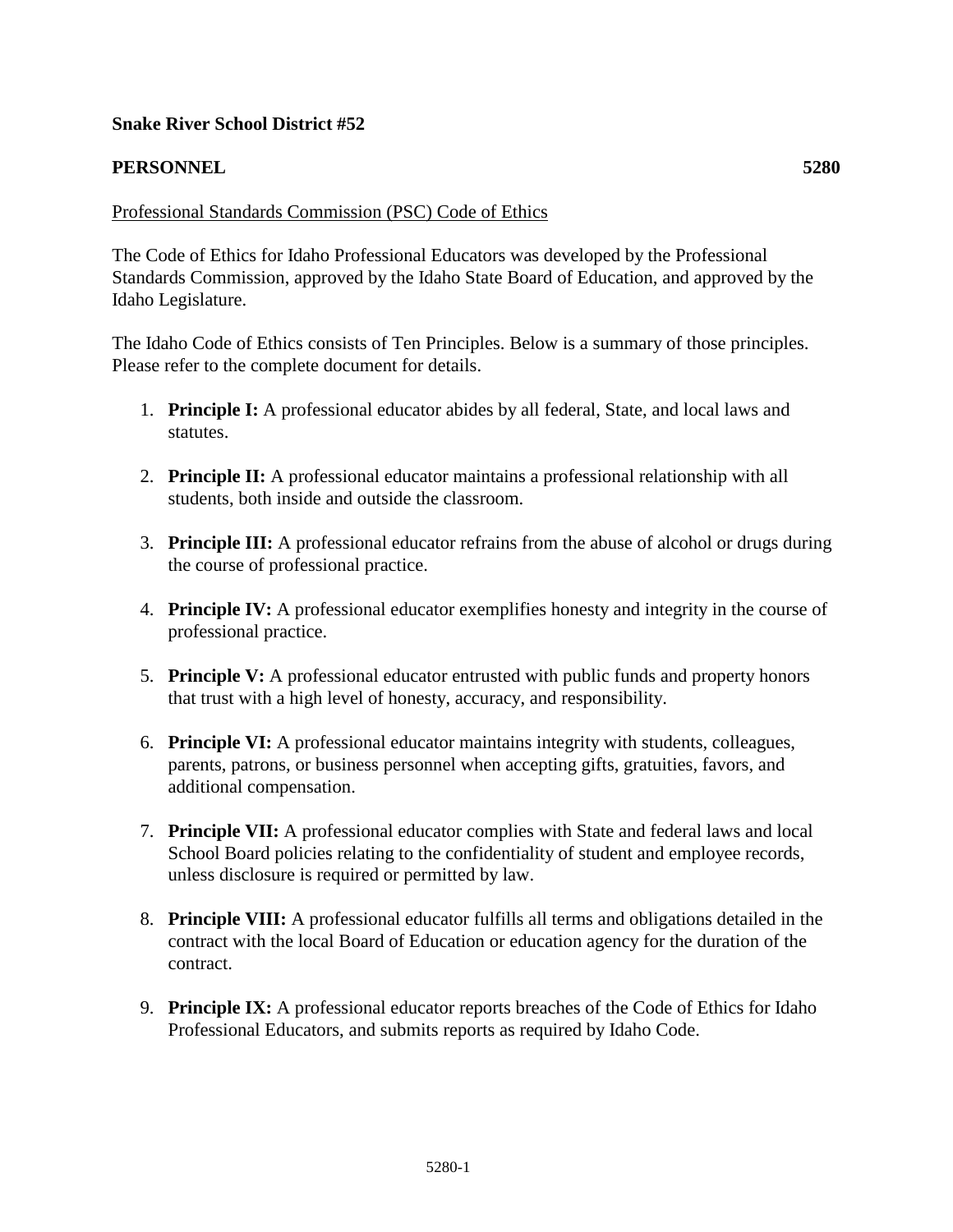**Snake River School District #52**

**PERSONNEL 5280**

Professional Standards Commission (PSC) Code of Ethics

The Code of Ethics for Idaho Professional Educators was developed by the Professional Standards Commission, approved by the Idaho State Board of Education, and approved by the Idaho Legislature.

The Idaho Code of Ethics consists of Ten Principles. Below is a summary of those principles. Please refer to the complete document for details.

1. **Principle I:** A professional educator abides by all federal, State, and local laws and statutes.

2. **Principle II:** A professional educator maintains a professional relationship with all students, both inside and outside the classroom.

3. **Principle III:** A professional educator refrains from the abuse of alcohol or drugs during the course of professional practice.

4. **Principle IV:** A professional educator exemplifies honesty and integrity in the course of professional practice.

5. **Principle V:** A professional educator entrusted with public funds and property honors that trust with a high level of honesty, accuracy, and responsibility.

6. **Principle VI:** A professional educator maintains integrity with students, colleagues, parents, patrons, or business personnel when accepting gifts, gratuities, favors, and additional compensation.

7. **Principle VII:** A professional educator complies with State and federal laws and local School Board policies relating to the confidentiality of student and employee records, unless disclosure is required or permitted by law.

8. **Principle VIII:** A professional educator fulfills all terms and obligations detailed in the contract with the local Board of Education or education agency for the duration of the contract.

9. **Principle IX:** A professional educator reports breaches of the Code of Ethics for Idaho Professional Educators, and submits reports as required by Idaho Code.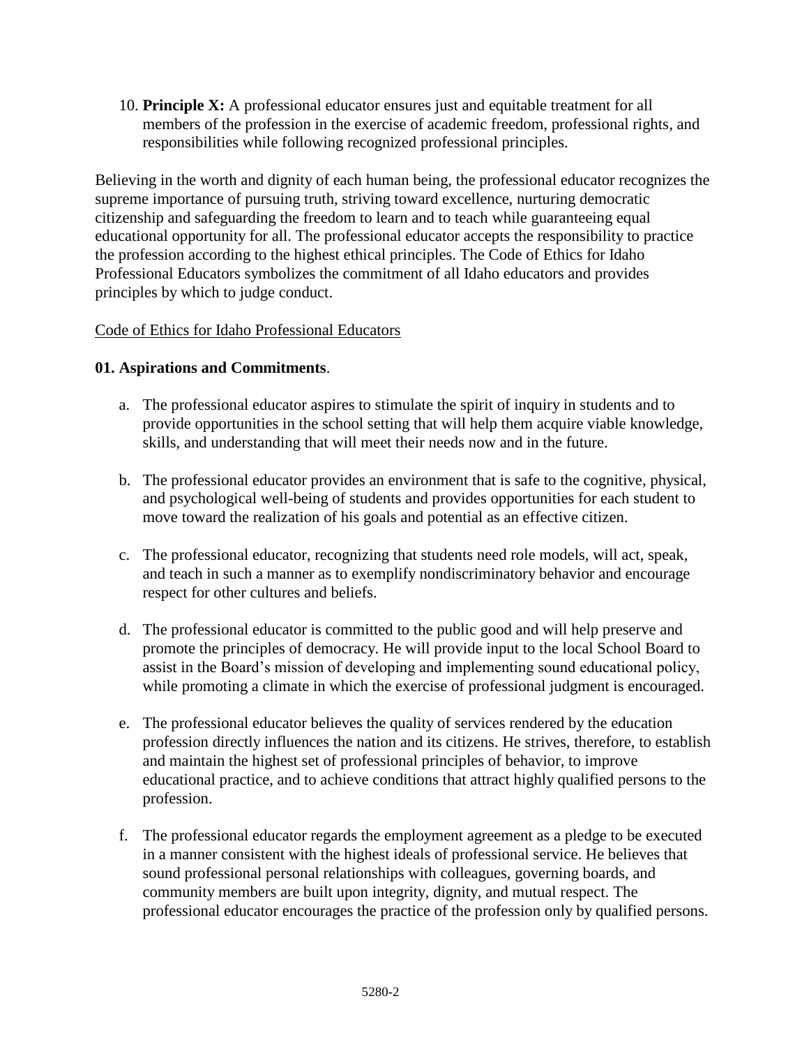10. **Principle X:** A professional educator ensures just and equitable treatment for all members of the profession in the exercise of academic freedom, professional rights, and responsibilities while following recognized professional principles.

Believing in the worth and dignity of each human being, the professional educator recognizes the supreme importance of pursuing truth, striving toward excellence, nurturing democratic citizenship and safeguarding the freedom to learn and to teach while guaranteeing equal educational opportunity for all. The professional educator accepts the responsibility to practice the profession according to the highest ethical principles. The Code of Ethics for Idaho Professional Educators symbolizes the commitment of all Idaho educators and provides principles by which to judge conduct.

Code of Ethics for Idaho Professional Educators

**01. Aspirations and Commitments**.

a. The professional educator aspires to stimulate the spirit of inquiry in students and to provide opportunities in the school setting that will help them acquire viable knowledge, skills, and understanding that will meet their needs now and in the future.

b. The professional educator provides an environment that is safe to the cognitive, physical, and psychological well-being of students and provides opportunities for each student to move toward the realization of his goals and potential as an effective citizen.

c. The professional educator, recognizing that students need role models, will act, speak, and teach in such a manner as to exemplify nondiscriminatory behavior and encourage respect for other cultures and beliefs.

d. The professional educator is committed to the public good and will help preserve and promote the principles of democracy. He will provide input to the local School Board to assist in the Board's mission of developing and implementing sound educational policy, while promoting a climate in which the exercise of professional judgment is encouraged.

e. The professional educator believes the quality of services rendered by the education profession directly influences the nation and its citizens. He strives, therefore, to establish and maintain the highest set of professional principles of behavior, to improve educational practice, and to achieve conditions that attract highly qualified persons to the profession.

f. The professional educator regards the employment agreement as a pledge to be executed in a manner consistent with the highest ideals of professional service. He believes that sound professional personal relationships with colleagues, governing boards, and community members are built upon integrity, dignity, and mutual respect. The professional educator encourages the practice of the profession only by qualified persons.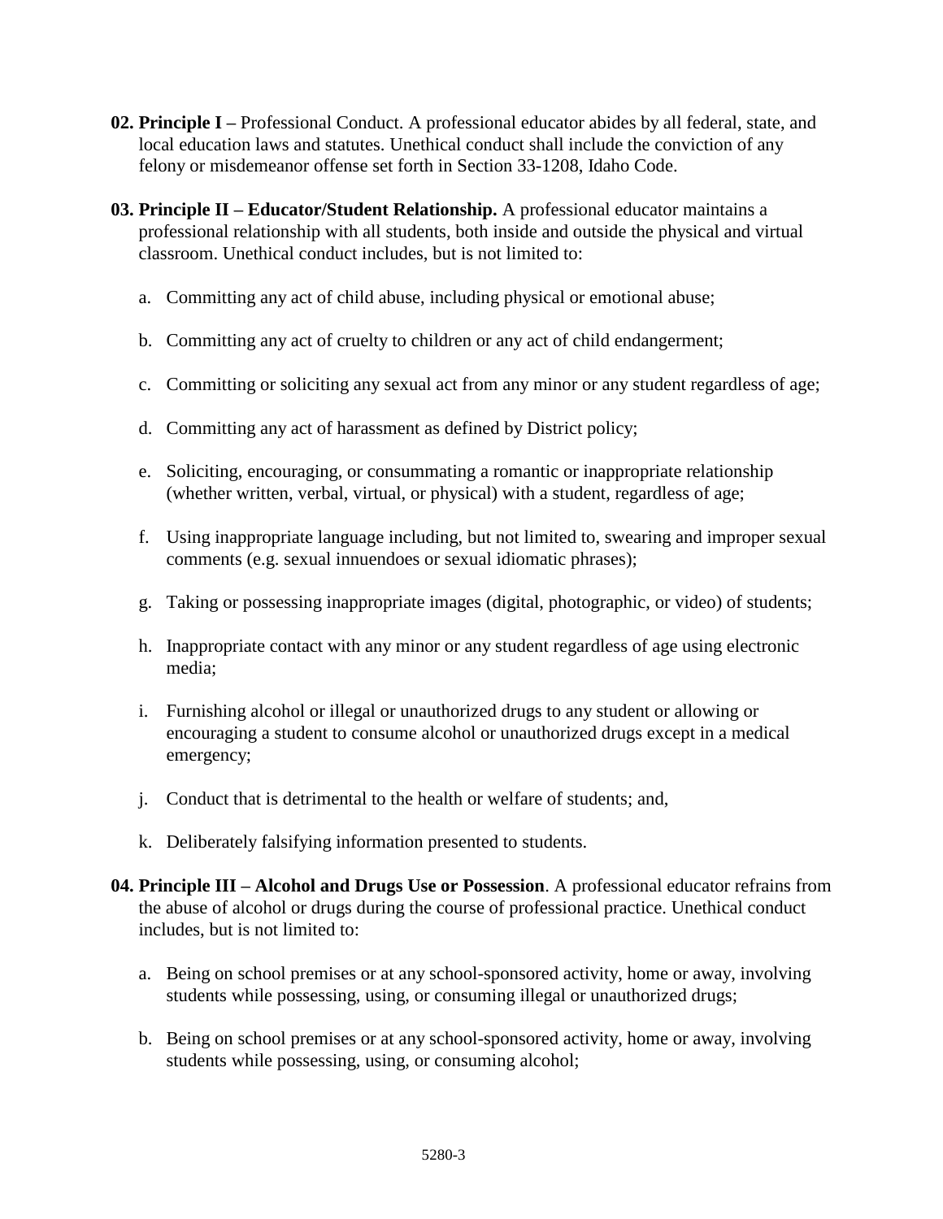**02. Principle I –** Professional Conduct. A professional educator abides by all federal, state, and local education laws and statutes. Unethical conduct shall include the conviction of any felony or misdemeanor offense set forth in Section 33-1208, Idaho Code.

**03. Principle II – Educator/Student Relationship.** A professional educator maintains a professional relationship with all students, both inside and outside the physical and virtual classroom. Unethical conduct includes, but is not limited to:

a. Committing any act of child abuse, including physical or emotional abuse;

b. Committing any act of cruelty to children or any act of child endangerment;

c. Committing or soliciting any sexual act from any minor or any student regardless of age;

d. Committing any act of harassment as defined by District policy;

e. Soliciting, encouraging, or consummating a romantic or inappropriate relationship (whether written, verbal, virtual, or physical) with a student, regardless of age;

f. Using inappropriate language including, but not limited to, swearing and improper sexual comments (e.g. sexual innuendoes or sexual idiomatic phrases);

g. Taking or possessing inappropriate images (digital, photographic, or video) of students;

h. Inappropriate contact with any minor or any student regardless of age using electronic media;

i. Furnishing alcohol or illegal or unauthorized drugs to any student or allowing or encouraging a student to consume alcohol or unauthorized drugs except in a medical emergency;

j. Conduct that is detrimental to the health or welfare of students; and,

k. Deliberately falsifying information presented to students.

**04. Principle III – Alcohol and Drugs Use or Possession**. A professional educator refrains from the abuse of alcohol or drugs during the course of professional practice. Unethical conduct includes, but is not limited to:

a. Being on school premises or at any school-sponsored activity, home or away, involving students while possessing, using, or consuming illegal or unauthorized drugs;

b. Being on school premises or at any school-sponsored activity, home or away, involving students while possessing, using, or consuming alcohol;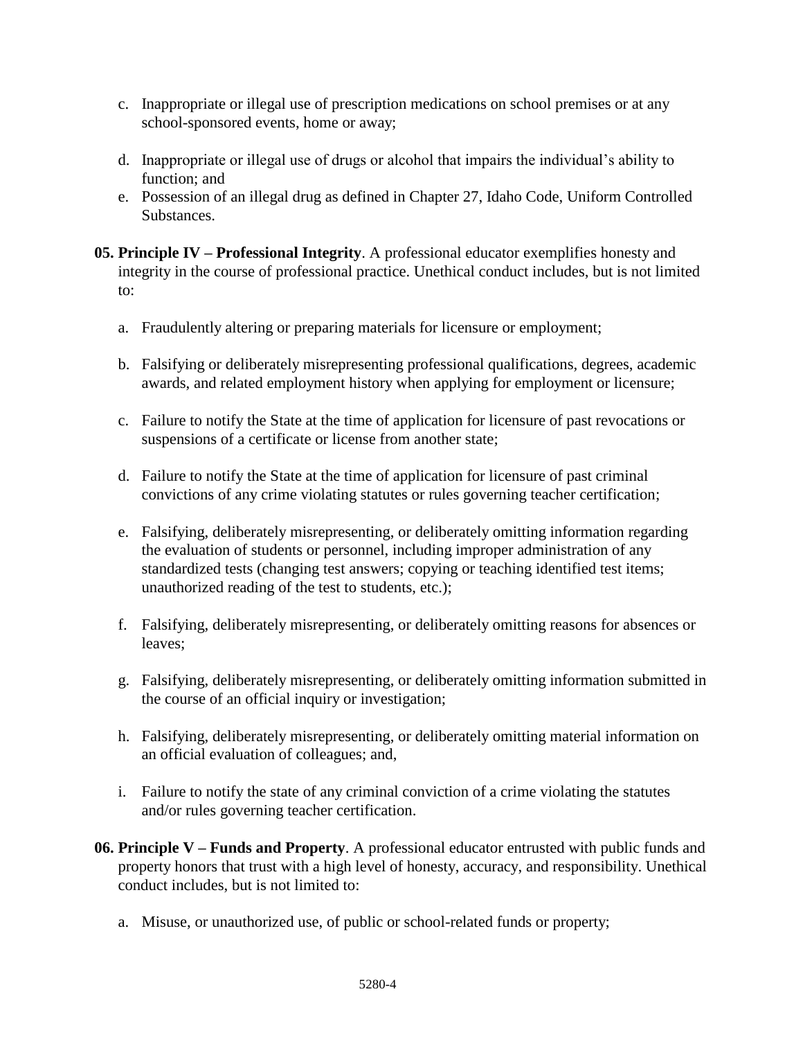c. Inappropriate or illegal use of prescription medications on school premises or at any school-sponsored events, home or away;

d. Inappropriate or illegal use of drugs or alcohol that impairs the individual's ability to function; and

e. Possession of an illegal drug as defined in Chapter 27, Idaho Code, Uniform Controlled Substances.

**05. Principle IV – Professional Integrity**. A professional educator exemplifies honesty and integrity in the course of professional practice. Unethical conduct includes, but is not limited to:

a. Fraudulently altering or preparing materials for licensure or employment;

b. Falsifying or deliberately misrepresenting professional qualifications, degrees, academic awards, and related employment history when applying for employment or licensure;

c. Failure to notify the State at the time of application for licensure of past revocations or suspensions of a certificate or license from another state;

d. Failure to notify the State at the time of application for licensure of past criminal convictions of any crime violating statutes or rules governing teacher certification;

e. Falsifying, deliberately misrepresenting, or deliberately omitting information regarding the evaluation of students or personnel, including improper administration of any standardized tests (changing test answers; copying or teaching identified test items; unauthorized reading of the test to students, etc.);

f. Falsifying, deliberately misrepresenting, or deliberately omitting reasons for absences or leaves;

g. Falsifying, deliberately misrepresenting, or deliberately omitting information submitted in the course of an official inquiry or investigation;

h. Falsifying, deliberately misrepresenting, or deliberately omitting material information on an official evaluation of colleagues; and,

i. Failure to notify the state of any criminal conviction of a crime violating the statutes and/or rules governing teacher certification.

**06. Principle V – Funds and Property**. A professional educator entrusted with public funds and property honors that trust with a high level of honesty, accuracy, and responsibility. Unethical conduct includes, but is not limited to:

a. Misuse, or unauthorized use, of public or school-related funds or property;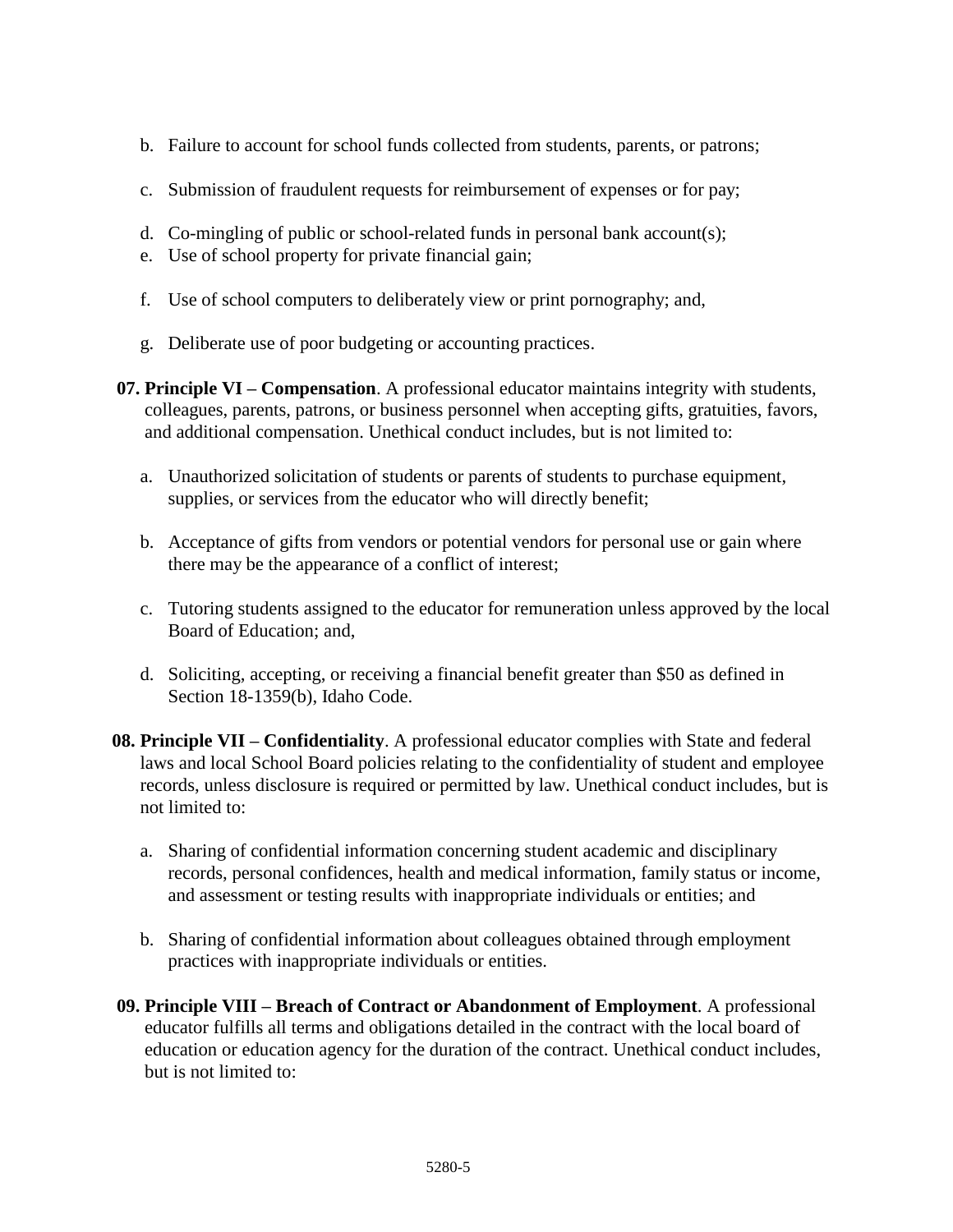b. Failure to account for school funds collected from students, parents, or patrons;

c. Submission of fraudulent requests for reimbursement of expenses or for pay;

d. Co-mingling of public or school-related funds in personal bank account(s);

e. Use of school property for private financial gain;

f. Use of school computers to deliberately view or print pornography; and,

g. Deliberate use of poor budgeting or accounting practices.

**07. Principle VI – Compensation**. A professional educator maintains integrity with students, colleagues, parents, patrons, or business personnel when accepting gifts, gratuities, favors, and additional compensation. Unethical conduct includes, but is not limited to:

a. Unauthorized solicitation of students or parents of students to purchase equipment, supplies, or services from the educator who will directly benefit;

b. Acceptance of gifts from vendors or potential vendors for personal use or gain where there may be the appearance of a conflict of interest;

c. Tutoring students assigned to the educator for remuneration unless approved by the local Board of Education; and,

d. Soliciting, accepting, or receiving a financial benefit greater than $50 as defined in Section 18-1359(b), Idaho Code.

**08. Principle VII – Confidentiality**. A professional educator complies with State and federal laws and local School Board policies relating to the confidentiality of student and employee records, unless disclosure is required or permitted by law. Unethical conduct includes, but is not limited to:

a. Sharing of confidential information concerning student academic and disciplinary records, personal confidences, health and medical information, family status or income, and assessment or testing results with inappropriate individuals or entities; and

b. Sharing of confidential information about colleagues obtained through employment practices with inappropriate individuals or entities.

**09. Principle VIII – Breach of Contract or Abandonment of Employment**. A professional educator fulfills all terms and obligations detailed in the contract with the local board of education or education agency for the duration of the contract. Unethical conduct includes, but is not limited to: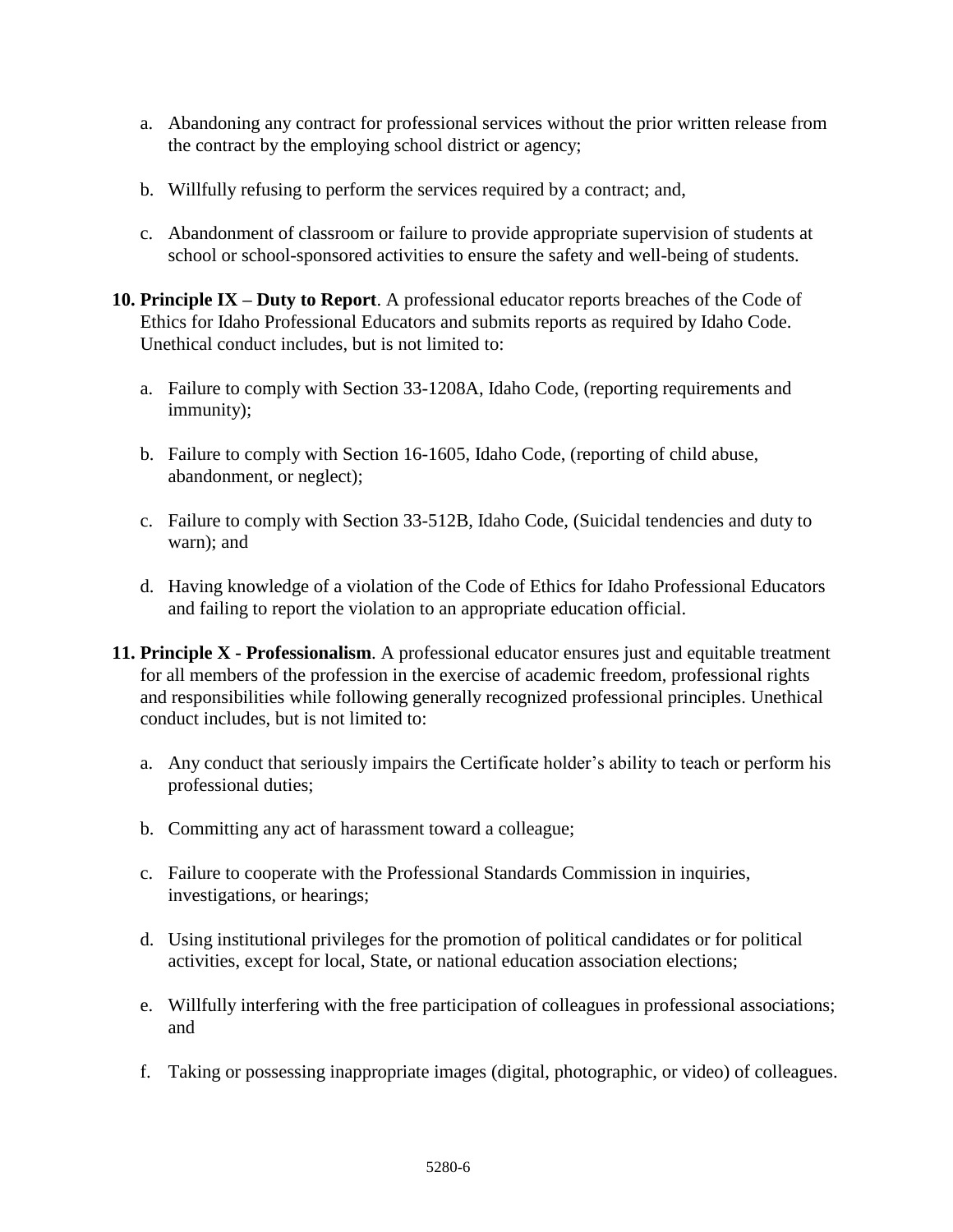a. Abandoning any contract for professional services without the prior written release from the contract by the employing school district or agency;

b. Willfully refusing to perform the services required by a contract; and,

c. Abandonment of classroom or failure to provide appropriate supervision of students at school or school-sponsored activities to ensure the safety and well-being of students.

**10. Principle IX – Duty to Report**. A professional educator reports breaches of the Code of Ethics for Idaho Professional Educators and submits reports as required by Idaho Code. Unethical conduct includes, but is not limited to:

a. Failure to comply with Section 33-1208A, Idaho Code, (reporting requirements and immunity);

b. Failure to comply with Section 16-1605, Idaho Code, (reporting of child abuse, abandonment, or neglect);

c. Failure to comply with Section 33-512B, Idaho Code, (Suicidal tendencies and duty to warn); and

d. Having knowledge of a violation of the Code of Ethics for Idaho Professional Educators and failing to report the violation to an appropriate education official.

**11. Principle X - Professionalism**. A professional educator ensures just and equitable treatment for all members of the profession in the exercise of academic freedom, professional rights and responsibilities while following generally recognized professional principles. Unethical conduct includes, but is not limited to:

a. Any conduct that seriously impairs the Certificate holder's ability to teach or perform his professional duties;

b. Committing any act of harassment toward a colleague;

c. Failure to cooperate with the Professional Standards Commission in inquiries, investigations, or hearings;

d. Using institutional privileges for the promotion of political candidates or for political activities, except for local, State, or national education association elections;

e. Willfully interfering with the free participation of colleagues in professional associations; and

f. Taking or possessing inappropriate images (digital, photographic, or video) of colleagues.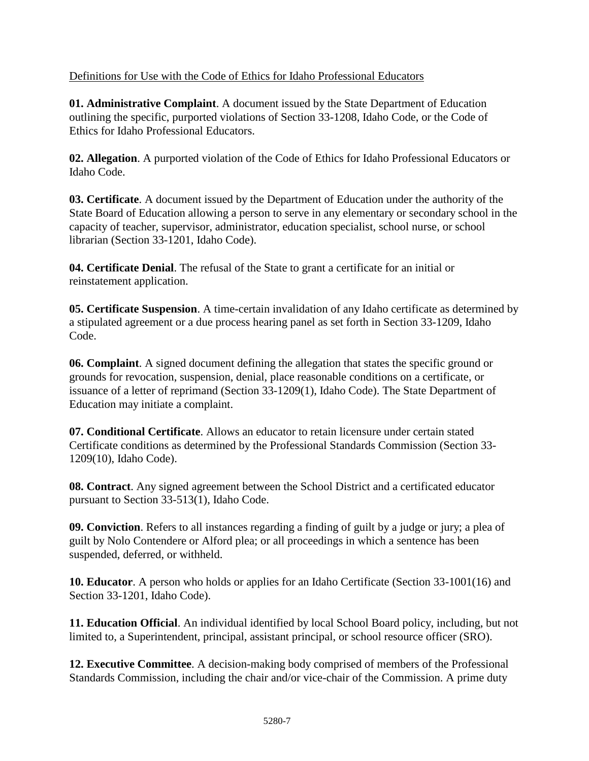Definitions for Use with the Code of Ethics for Idaho Professional Educators

**01. Administrative Complaint**. A document issued by the State Department of Education outlining the specific, purported violations of Section 33-1208, Idaho Code, or the Code of Ethics for Idaho Professional Educators.

**02. Allegation**. A purported violation of the Code of Ethics for Idaho Professional Educators or Idaho Code.

**03. Certificate**. A document issued by the Department of Education under the authority of the State Board of Education allowing a person to serve in any elementary or secondary school in the capacity of teacher, supervisor, administrator, education specialist, school nurse, or school librarian (Section 33-1201, Idaho Code).

**04. Certificate Denial**. The refusal of the State to grant a certificate for an initial or reinstatement application.

**05. Certificate Suspension**. A time-certain invalidation of any Idaho certificate as determined by a stipulated agreement or a due process hearing panel as set forth in Section 33-1209, Idaho Code.

**06. Complaint**. A signed document defining the allegation that states the specific ground or grounds for revocation, suspension, denial, place reasonable conditions on a certificate, or issuance of a letter of reprimand (Section 33-1209(1), Idaho Code). The State Department of Education may initiate a complaint.

**07. Conditional Certificate**. Allows an educator to retain licensure under certain stated Certificate conditions as determined by the Professional Standards Commission (Section 33-1209(10), Idaho Code).

**08. Contract**. Any signed agreement between the School District and a certificated educator pursuant to Section 33-513(1), Idaho Code.

**09. Conviction**. Refers to all instances regarding a finding of guilt by a judge or jury; a plea of guilt by Nolo Contendere or Alford plea; or all proceedings in which a sentence has been suspended, deferred, or withheld.

**10. Educator**. A person who holds or applies for an Idaho Certificate (Section 33-1001(16) and Section 33-1201, Idaho Code).

**11. Education Official**. An individual identified by local School Board policy, including, but not limited to, a Superintendent, principal, assistant principal, or school resource officer (SRO).

**12. Executive Committee**. A decision-making body comprised of members of the Professional Standards Commission, including the chair and/or vice-chair of the Commission. A prime duty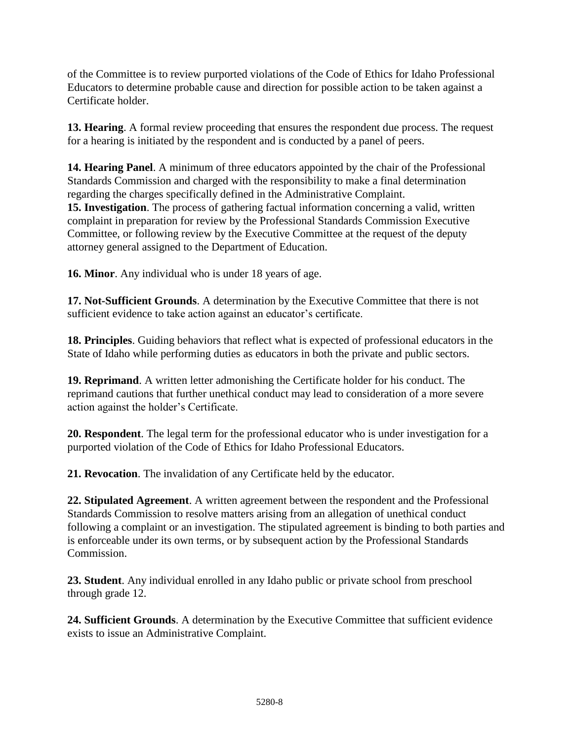of the Committee is to review purported violations of the Code of Ethics for Idaho Professional Educators to determine probable cause and direction for possible action to be taken against a Certificate holder.

**13. Hearing**. A formal review proceeding that ensures the respondent due process. The request for a hearing is initiated by the respondent and is conducted by a panel of peers.

**14. Hearing Panel**. A minimum of three educators appointed by the chair of the Professional Standards Commission and charged with the responsibility to make a final determination regarding the charges specifically defined in the Administrative Complaint.

**15. Investigation**. The process of gathering factual information concerning a valid, written complaint in preparation for review by the Professional Standards Commission Executive Committee, or following review by the Executive Committee at the request of the deputy attorney general assigned to the Department of Education.

**16. Minor**. Any individual who is under 18 years of age.

**17. Not-Sufficient Grounds**. A determination by the Executive Committee that there is not sufficient evidence to take action against an educator's certificate.

**18. Principles**. Guiding behaviors that reflect what is expected of professional educators in the State of Idaho while performing duties as educators in both the private and public sectors.

**19. Reprimand**. A written letter admonishing the Certificate holder for his conduct. The reprimand cautions that further unethical conduct may lead to consideration of a more severe action against the holder's Certificate.

**20. Respondent**. The legal term for the professional educator who is under investigation for a purported violation of the Code of Ethics for Idaho Professional Educators.

**21. Revocation**. The invalidation of any Certificate held by the educator.

**22. Stipulated Agreement**. A written agreement between the respondent and the Professional Standards Commission to resolve matters arising from an allegation of unethical conduct following a complaint or an investigation. The stipulated agreement is binding to both parties and is enforceable under its own terms, or by subsequent action by the Professional Standards Commission.

**23. Student**. Any individual enrolled in any Idaho public or private school from preschool through grade 12.

**24. Sufficient Grounds**. A determination by the Executive Committee that sufficient evidence exists to issue an Administrative Complaint.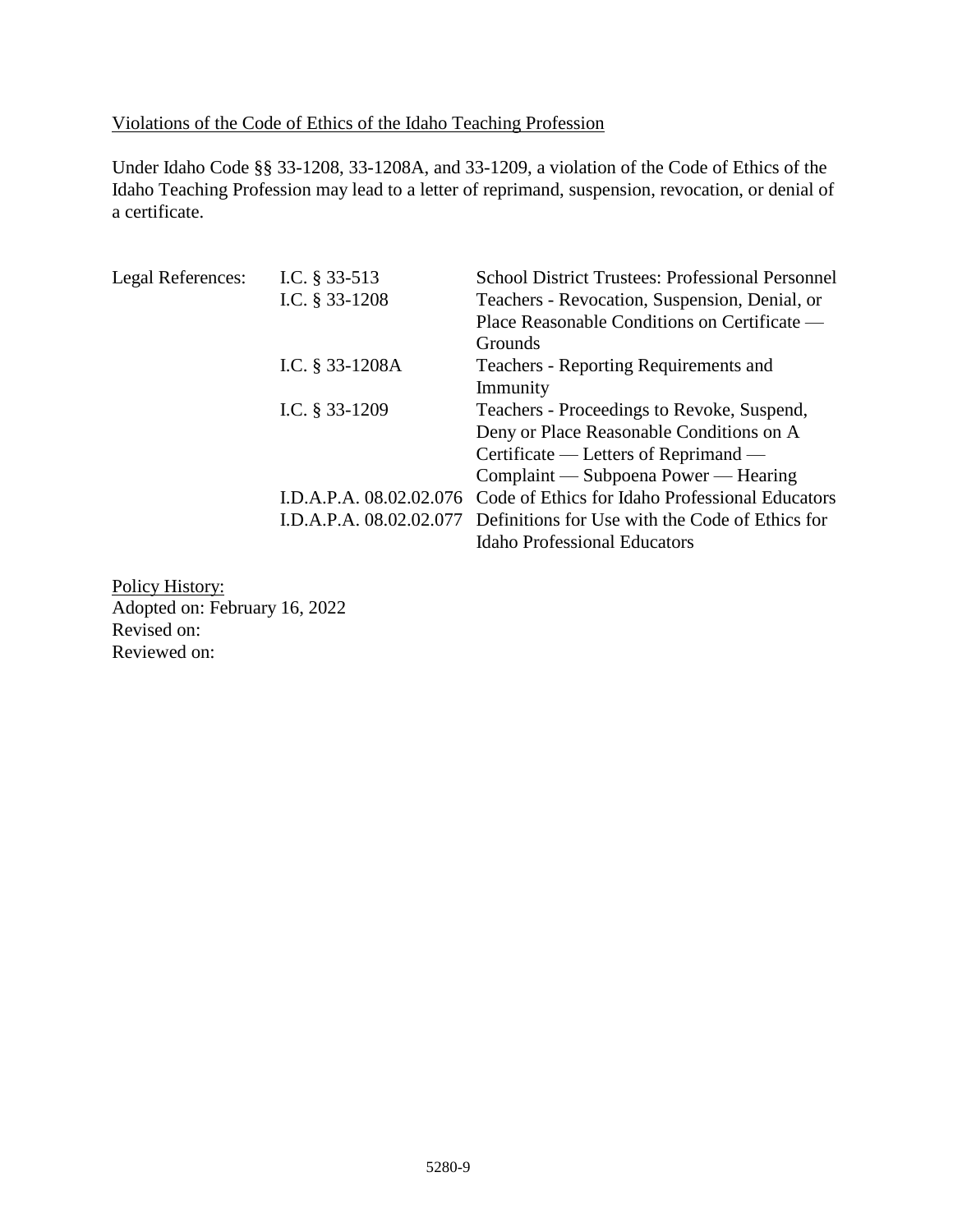Violations of the Code of Ethics of the Idaho Teaching Profession

Under Idaho Code §§ 33-1208, 33-1208A, and 33-1209, a violation of the Code of Ethics of the Idaho Teaching Profession may lead to a letter of reprimand, suspension, revocation, or denial of a certificate.

| | | |
|---|---|---|
| Legal References: | I.C. § 33-513 | School District Trustees: Professional Personnel |
| | I.C. § 33-1208 | Teachers - Revocation, Suspension, Denial, or Place Reasonable Conditions on Certificate — Grounds |
| | I.C. § 33-1208A | Teachers - Reporting Requirements and Immunity |
| | I.C. § 33-1209 | Teachers - Proceedings to Revoke, Suspend, Deny or Place Reasonable Conditions on A Certificate — Letters of Reprimand — Complaint — Subpoena Power — Hearing |
| | I.D.A.P.A. 08.02.02.076 | Code of Ethics for Idaho Professional Educators |
| | I.D.A.P.A. 08.02.02.077 | Definitions for Use with the Code of Ethics for Idaho Professional Educators |

Policy History:
Adopted on: February 16, 2022
Revised on:
Reviewed on: